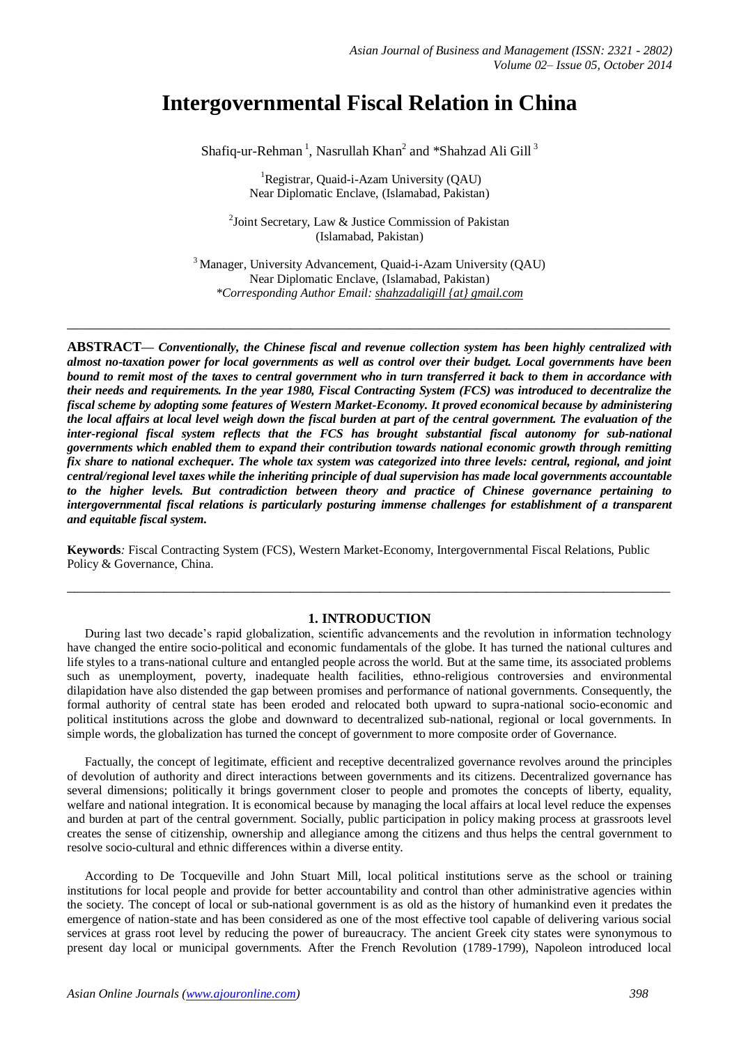# Intergovernmental Fiscal Relation in China

Shafiq-ur-Rehman [1], Nasrullah Khan[2] and *Shahzad Ali Gill [3]

[1]Registrar, Quaid-i-Azam University (QAU)
Near Diplomatic Enclave, (Islamabad, Pakistan)

[2]Joint Secretary, Law & Justice Commission of Pakistan
(Islamabad, Pakistan)

[3] Manager, University Advancement, Quaid-i-Azam University (QAU)
Near Diplomatic Enclave, (Islamabad, Pakistan)
*Corresponding Author Email: shahzadaligill {at} gmail.com

---

**ABSTRACT—** ***Conventionally, the Chinese fiscal and revenue collection system has been highly centralized with almost no-taxation power for local governments as well as control over their budget. Local governments have been bound to remit most of the taxes to central government who in turn transferred it back to them in accordance with their needs and requirements. In the year 1980, Fiscal Contracting System (FCS) was introduced to decentralize the fiscal scheme by adopting some features of Western Market-Economy. It proved economical because by administering the local affairs at local level weigh down the fiscal burden at part of the central government. The evaluation of the inter-regional fiscal system reflects that the FCS has brought substantial fiscal autonomy for sub-national governments which enabled them to expand their contribution towards national economic growth through remitting fix share to national exchequer. The whole tax system was categorized into three levels: central, regional, and joint central/regional level taxes while the inheriting principle of dual supervision has made local governments accountable to the higher levels. But contradiction between theory and practice of Chinese governance pertaining to intergovernmental fiscal relations is particularly posturing immense challenges for establishment of a transparent and equitable fiscal system.***

**Keywords***:* Fiscal Contracting System (FCS), Western Market-Economy, Intergovernmental Fiscal Relations, Public Policy & Governance, China.

---

## 1. INTRODUCTION

During last two decade's rapid globalization, scientific advancements and the revolution in information technology have changed the entire socio-political and economic fundamentals of the globe. It has turned the national cultures and life styles to a trans-national culture and entangled people across the world. But at the same time, its associated problems such as unemployment, poverty, inadequate health facilities, ethno-religious controversies and environmental dilapidation have also distended the gap between promises and performance of national governments. Consequently, the formal authority of central state has been eroded and relocated both upward to supra-national socio-economic and political institutions across the globe and downward to decentralized sub-national, regional or local governments. In simple words, the globalization has turned the concept of government to more composite order of Governance.

Factually, the concept of legitimate, efficient and receptive decentralized governance revolves around the principles of devolution of authority and direct interactions between governments and its citizens. Decentralized governance has several dimensions; politically it brings government closer to people and promotes the concepts of liberty, equality, welfare and national integration. It is economical because by managing the local affairs at local level reduce the expenses and burden at part of the central government. Socially, public participation in policy making process at grassroots level creates the sense of citizenship, ownership and allegiance among the citizens and thus helps the central government to resolve socio-cultural and ethnic differences within a diverse entity.

According to De Tocqueville and John Stuart Mill, local political institutions serve as the school or training institutions for local people and provide for better accountability and control than other administrative agencies within the society. The concept of local or sub-national government is as old as the history of humankind even it predates the emergence of nation-state and has been considered as one of the most effective tool capable of delivering various social services at grass root level by reducing the power of bureaucracy. The ancient Greek city states were synonymous to present day local or municipal governments. After the French Revolution (1789-1799), Napoleon introduced local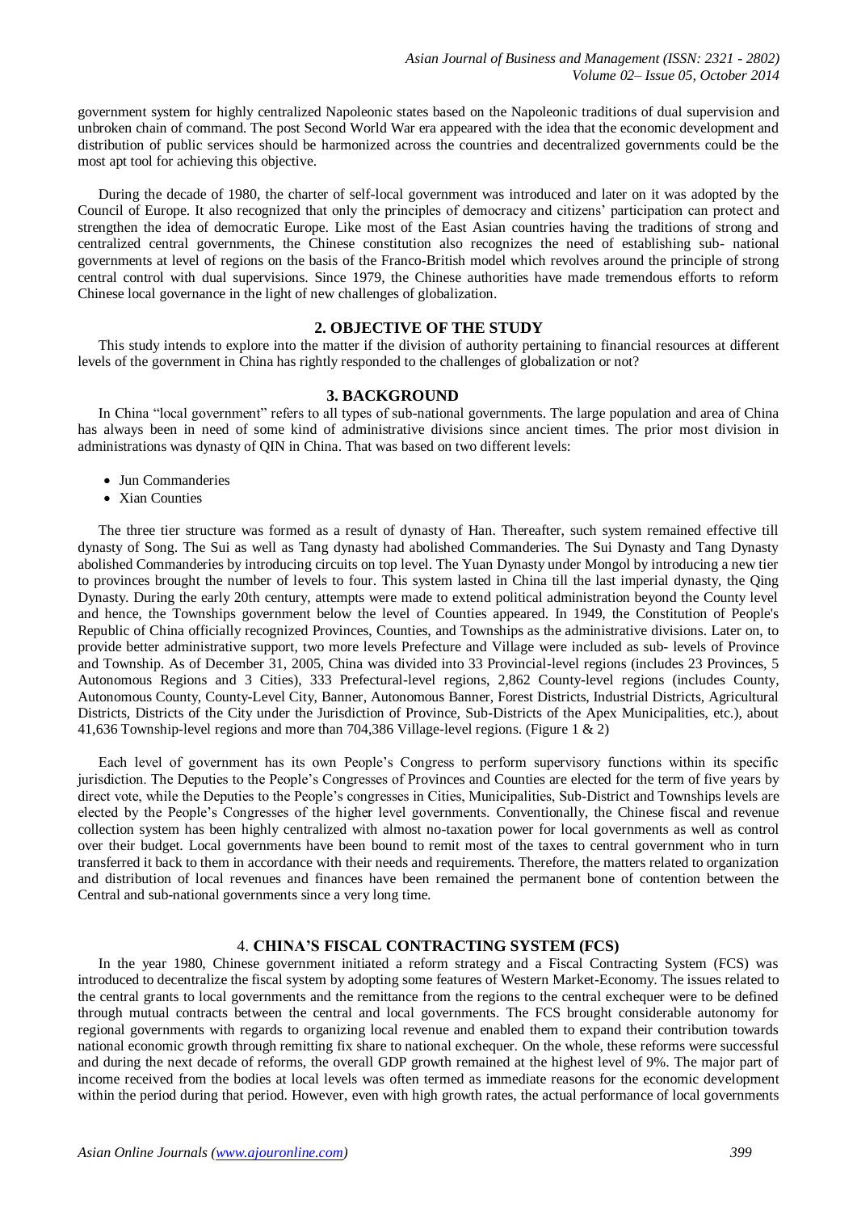government system for highly centralized Napoleonic states based on the Napoleonic traditions of dual supervision and unbroken chain of command. The post Second World War era appeared with the idea that the economic development and distribution of public services should be harmonized across the countries and decentralized governments could be the most apt tool for achieving this objective.

During the decade of 1980, the charter of self-local government was introduced and later on it was adopted by the Council of Europe. It also recognized that only the principles of democracy and citizens' participation can protect and strengthen the idea of democratic Europe. Like most of the East Asian countries having the traditions of strong and centralized central governments, the Chinese constitution also recognizes the need of establishing sub- national governments at level of regions on the basis of the Franco-British model which revolves around the principle of strong central control with dual supervisions. Since 1979, the Chinese authorities have made tremendous efforts to reform Chinese local governance in the light of new challenges of globalization.

## 2. OBJECTIVE OF THE STUDY

This study intends to explore into the matter if the division of authority pertaining to financial resources at different levels of the government in China has rightly responded to the challenges of globalization or not?

## 3. BACKGROUND

In China "local government" refers to all types of sub-national governments. The large population and area of China has always been in need of some kind of administrative divisions since ancient times. The prior most division in administrations was dynasty of QIN in China. That was based on two different levels:

- Jun Commanderies
- Xian Counties

The three tier structure was formed as a result of dynasty of Han. Thereafter, such system remained effective till dynasty of Song. The Sui as well as Tang dynasty had abolished Commanderies. The Sui Dynasty and Tang Dynasty abolished Commanderies by introducing circuits on top level. The Yuan Dynasty under Mongol by introducing a new tier to provinces brought the number of levels to four. This system lasted in China till the last imperial dynasty, the Qing Dynasty. During the early 20th century, attempts were made to extend political administration beyond the County level and hence, the Townships government below the level of Counties appeared. In 1949, the Constitution of People's Republic of China officially recognized Provinces, Counties, and Townships as the administrative divisions. Later on, to provide better administrative support, two more levels Prefecture and Village were included as sub- levels of Province and Township. As of December 31, 2005, China was divided into 33 Provincial-level regions (includes 23 Provinces, 5 Autonomous Regions and 3 Cities), 333 Prefectural-level regions, 2,862 County-level regions (includes County, Autonomous County, County-Level City, Banner, Autonomous Banner, Forest Districts, Industrial Districts, Agricultural Districts, Districts of the City under the Jurisdiction of Province, Sub-Districts of the Apex Municipalities, etc.), about 41,636 Township-level regions and more than 704,386 Village-level regions. (Figure 1 & 2)

Each level of government has its own People's Congress to perform supervisory functions within its specific jurisdiction. The Deputies to the People's Congresses of Provinces and Counties are elected for the term of five years by direct vote, while the Deputies to the People's congresses in Cities, Municipalities, Sub-District and Townships levels are elected by the People's Congresses of the higher level governments. Conventionally, the Chinese fiscal and revenue collection system has been highly centralized with almost no-taxation power for local governments as well as control over their budget. Local governments have been bound to remit most of the taxes to central government who in turn transferred it back to them in accordance with their needs and requirements. Therefore, the matters related to organization and distribution of local revenues and finances have been remained the permanent bone of contention between the Central and sub-national governments since a very long time.

## 4. CHINA'S FISCAL CONTRACTING SYSTEM (FCS)

In the year 1980, Chinese government initiated a reform strategy and a Fiscal Contracting System (FCS) was introduced to decentralize the fiscal system by adopting some features of Western Market-Economy. The issues related to the central grants to local governments and the remittance from the regions to the central exchequer were to be defined through mutual contracts between the central and local governments. The FCS brought considerable autonomy for regional governments with regards to organizing local revenue and enabled them to expand their contribution towards national economic growth through remitting fix share to national exchequer. On the whole, these reforms were successful and during the next decade of reforms, the overall GDP growth remained at the highest level of 9%. The major part of income received from the bodies at local levels was often termed as immediate reasons for the economic development within the period during that period. However, even with high growth rates, the actual performance of local governments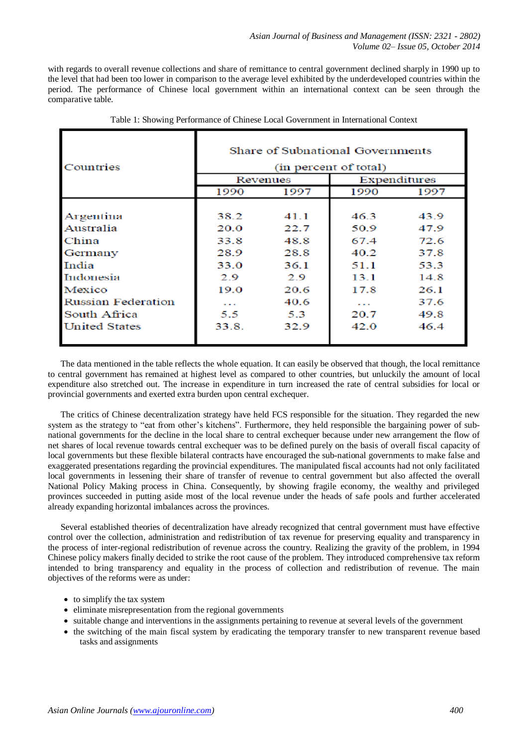with regards to overall revenue collections and share of remittance to central government declined sharply in 1990 up to the level that had been too lower in comparison to the average level exhibited by the underdeveloped countries within the period. The performance of Chinese local government within an international context can be seen through the comparative table.

Table 1: Showing Performance of Chinese Local Government in International Context

| Countries | Share of Subnational Governments (in percent of total) | | | |
|---|---|---|---|---|
| | Revenues | | Expenditures | |
| | 1990 | 1997 | 1990 | 1997 |
| Argentina | 38.2 | 41.1 | 46.3 | 43.9 |
| Australia | 20.0 | 22.7 | 50.9 | 47.9 |
| China | 33.8 | 48.8 | 67.4 | 72.6 |
| Germany | 28.9 | 28.8 | 40.2 | 37.8 |
| India | 33.0 | 36.1 | 51.1 | 53.3 |
| Indonesia | 2.9 | 2.9 | 13.1 | 14.8 |
| Mexico | 19.0 | 20.6 | 17.8 | 26.1 |
| Russian Federation | ... | 40.6 | ... | 37.6 |
| South Africa | 5.5 | 5.3 | 20.7 | 49.8 |
| United States | 33.8. | 32.9 | 42.0 | 46.4 |

The data mentioned in the table reflects the whole equation. It can easily be observed that though, the local remittance to central government has remained at highest level as compared to other countries, but unluckily the amount of local expenditure also stretched out. The increase in expenditure in turn increased the rate of central subsidies for local or provincial governments and exerted extra burden upon central exchequer.

The critics of Chinese decentralization strategy have held FCS responsible for the situation. They regarded the new system as the strategy to "eat from other's kitchens". Furthermore, they held responsible the bargaining power of sub-national governments for the decline in the local share to central exchequer because under new arrangement the flow of net shares of local revenue towards central exchequer was to be defined purely on the basis of overall fiscal capacity of local governments but these flexible bilateral contracts have encouraged the sub-national governments to make false and exaggerated presentations regarding the provincial expenditures. The manipulated fiscal accounts had not only facilitated local governments in lessening their share of transfer of revenue to central government but also affected the overall National Policy Making process in China. Consequently, by showing fragile economy, the wealthy and privileged provinces succeeded in putting aside most of the local revenue under the heads of safe pools and further accelerated already expanding horizontal imbalances across the provinces.

Several established theories of decentralization have already recognized that central government must have effective control over the collection, administration and redistribution of tax revenue for preserving equality and transparency in the process of inter-regional redistribution of revenue across the country. Realizing the gravity of the problem, in 1994 Chinese policy makers finally decided to strike the root cause of the problem. They introduced comprehensive tax reform intended to bring transparency and equality in the process of collection and redistribution of revenue. The main objectives of the reforms were as under:

- to simplify the tax system
- eliminate misrepresentation from the regional governments
- suitable change and interventions in the assignments pertaining to revenue at several levels of the government
- the switching of the main fiscal system by eradicating the temporary transfer to new transparent revenue based tasks and assignments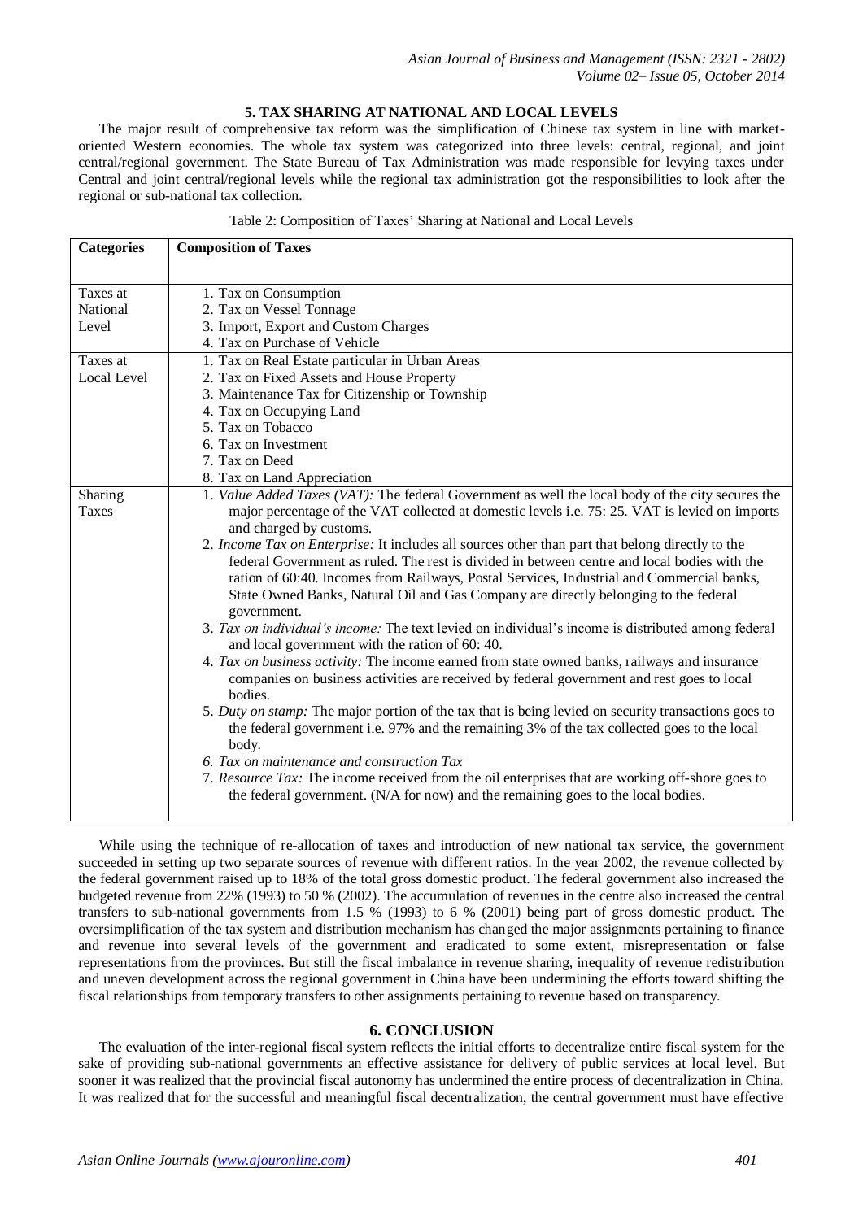## 5. TAX SHARING AT NATIONAL AND LOCAL LEVELS

The major result of comprehensive tax reform was the simplification of Chinese tax system in line with market-oriented Western economies. The whole tax system was categorized into three levels: central, regional, and joint central/regional government. The State Bureau of Tax Administration was made responsible for levying taxes under Central and joint central/regional levels while the regional tax administration got the responsibilities to look after the regional or sub-national tax collection.

Table 2: Composition of Taxes' Sharing at National and Local Levels

| Categories | Composition of Taxes |
|---|---|
| Taxes at National Level | 1. Tax on Consumption<br>2. Tax on Vessel Tonnage<br>3. Import, Export and Custom Charges<br>4. Tax on Purchase of Vehicle |
| Taxes at Local Level | 1. Tax on Real Estate particular in Urban Areas<br>2. Tax on Fixed Assets and House Property<br>3. Maintenance Tax for Citizenship or Township<br>4. Tax on Occupying Land<br>5. Tax on Tobacco<br>6. Tax on Investment<br>7. Tax on Deed<br>8. Tax on Land Appreciation |
| Sharing Taxes | 1. *Value Added Taxes (VAT):* The federal Government as well the local body of the city secures the major percentage of the VAT collected at domestic levels i.e. 75: 25. VAT is levied on imports and charged by customs.<br>2. *Income Tax on Enterprise:* It includes all sources other than part that belong directly to the federal Government as ruled. The rest is divided in between centre and local bodies with the ration of 60:40. Incomes from Railways, Postal Services, Industrial and Commercial banks, State Owned Banks, Natural Oil and Gas Company are directly belonging to the federal government.<br>3. *Tax on individual's income:* The text levied on individual's income is distributed among federal and local government with the ration of 60: 40.<br>4. *Tax on business activity:* The income earned from state owned banks, railways and insurance companies on business activities are received by federal government and rest goes to local bodies.<br>5. *Duty on stamp:* The major portion of the tax that is being levied on security transactions goes to the federal government i.e. 97% and the remaining 3% of the tax collected goes to the local body.<br>6. *Tax on maintenance and construction Tax*<br>7. *Resource Tax:* The income received from the oil enterprises that are working off-shore goes to the federal government. (N/A for now) and the remaining goes to the local bodies. |

While using the technique of re-allocation of taxes and introduction of new national tax service, the government succeeded in setting up two separate sources of revenue with different ratios. In the year 2002, the revenue collected by the federal government raised up to 18% of the total gross domestic product. The federal government also increased the budgeted revenue from 22% (1993) to 50 % (2002). The accumulation of revenues in the centre also increased the central transfers to sub-national governments from 1.5 % (1993) to 6 % (2001) being part of gross domestic product. The oversimplification of the tax system and distribution mechanism has changed the major assignments pertaining to finance and revenue into several levels of the government and eradicated to some extent, misrepresentation or false representations from the provinces. But still the fiscal imbalance in revenue sharing, inequality of revenue redistribution and uneven development across the regional government in China have been undermining the efforts toward shifting the fiscal relationships from temporary transfers to other assignments pertaining to revenue based on transparency.

## 6. CONCLUSION

The evaluation of the inter-regional fiscal system reflects the initial efforts to decentralize entire fiscal system for the sake of providing sub-national governments an effective assistance for delivery of public services at local level. But sooner it was realized that the provincial fiscal autonomy has undermined the entire process of decentralization in China. It was realized that for the successful and meaningful fiscal decentralization, the central government must have effective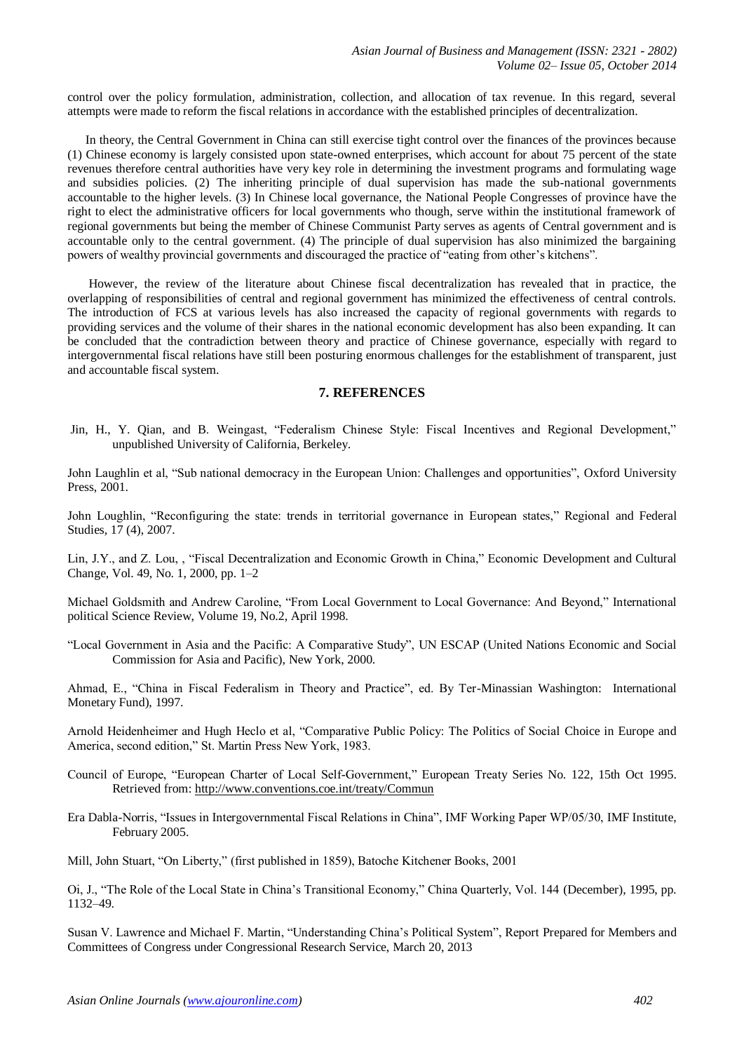control over the policy formulation, administration, collection, and allocation of tax revenue. In this regard, several attempts were made to reform the fiscal relations in accordance with the established principles of decentralization.

In theory, the Central Government in China can still exercise tight control over the finances of the provinces because (1) Chinese economy is largely consisted upon state-owned enterprises, which account for about 75 percent of the state revenues therefore central authorities have very key role in determining the investment programs and formulating wage and subsidies policies. (2) The inheriting principle of dual supervision has made the sub-national governments accountable to the higher levels. (3) In Chinese local governance, the National People Congresses of province have the right to elect the administrative officers for local governments who though, serve within the institutional framework of regional governments but being the member of Chinese Communist Party serves as agents of Central government and is accountable only to the central government. (4) The principle of dual supervision has also minimized the bargaining powers of wealthy provincial governments and discouraged the practice of "eating from other's kitchens".

However, the review of the literature about Chinese fiscal decentralization has revealed that in practice, the overlapping of responsibilities of central and regional government has minimized the effectiveness of central controls. The introduction of FCS at various levels has also increased the capacity of regional governments with regards to providing services and the volume of their shares in the national economic development has also been expanding. It can be concluded that the contradiction between theory and practice of Chinese governance, especially with regard to intergovernmental fiscal relations have still been posturing enormous challenges for the establishment of transparent, just and accountable fiscal system.

## 7. REFERENCES

Jin, H., Y. Qian, and B. Weingast, "Federalism Chinese Style: Fiscal Incentives and Regional Development," unpublished University of California, Berkeley.

John Laughlin et al, "Sub national democracy in the European Union: Challenges and opportunities", Oxford University Press, 2001.

John Loughlin, "Reconfiguring the state: trends in territorial governance in European states," Regional and Federal Studies, 17 (4), 2007.

Lin, J.Y., and Z. Lou, , "Fiscal Decentralization and Economic Growth in China," Economic Development and Cultural Change, Vol. 49, No. 1, 2000, pp. 1–2

Michael Goldsmith and Andrew Caroline, "From Local Government to Local Governance: And Beyond," International political Science Review, Volume 19, No.2, April 1998.

"Local Government in Asia and the Pacific: A Comparative Study", UN ESCAP (United Nations Economic and Social Commission for Asia and Pacific), New York, 2000.

Ahmad, E., "China in Fiscal Federalism in Theory and Practice", ed. By Ter-Minassian Washington: International Monetary Fund), 1997.

Arnold Heidenheimer and Hugh Heclo et al, "Comparative Public Policy: The Politics of Social Choice in Europe and America, second edition," St. Martin Press New York, 1983.

Council of Europe, "European Charter of Local Self-Government," European Treaty Series No. 122, 15th Oct 1995. Retrieved from: http://www.conventions.coe.int/treaty/Commun

Era Dabla-Norris, "Issues in Intergovernmental Fiscal Relations in China", IMF Working Paper WP/05/30, IMF Institute, February 2005.

Mill, John Stuart, "On Liberty," (first published in 1859), Batoche Kitchener Books, 2001

Oi, J., "The Role of the Local State in China's Transitional Economy," China Quarterly, Vol. 144 (December), 1995, pp. 1132–49.

Susan V. Lawrence and Michael F. Martin, "Understanding China's Political System", Report Prepared for Members and Committees of Congress under Congressional Research Service, March 20, 2013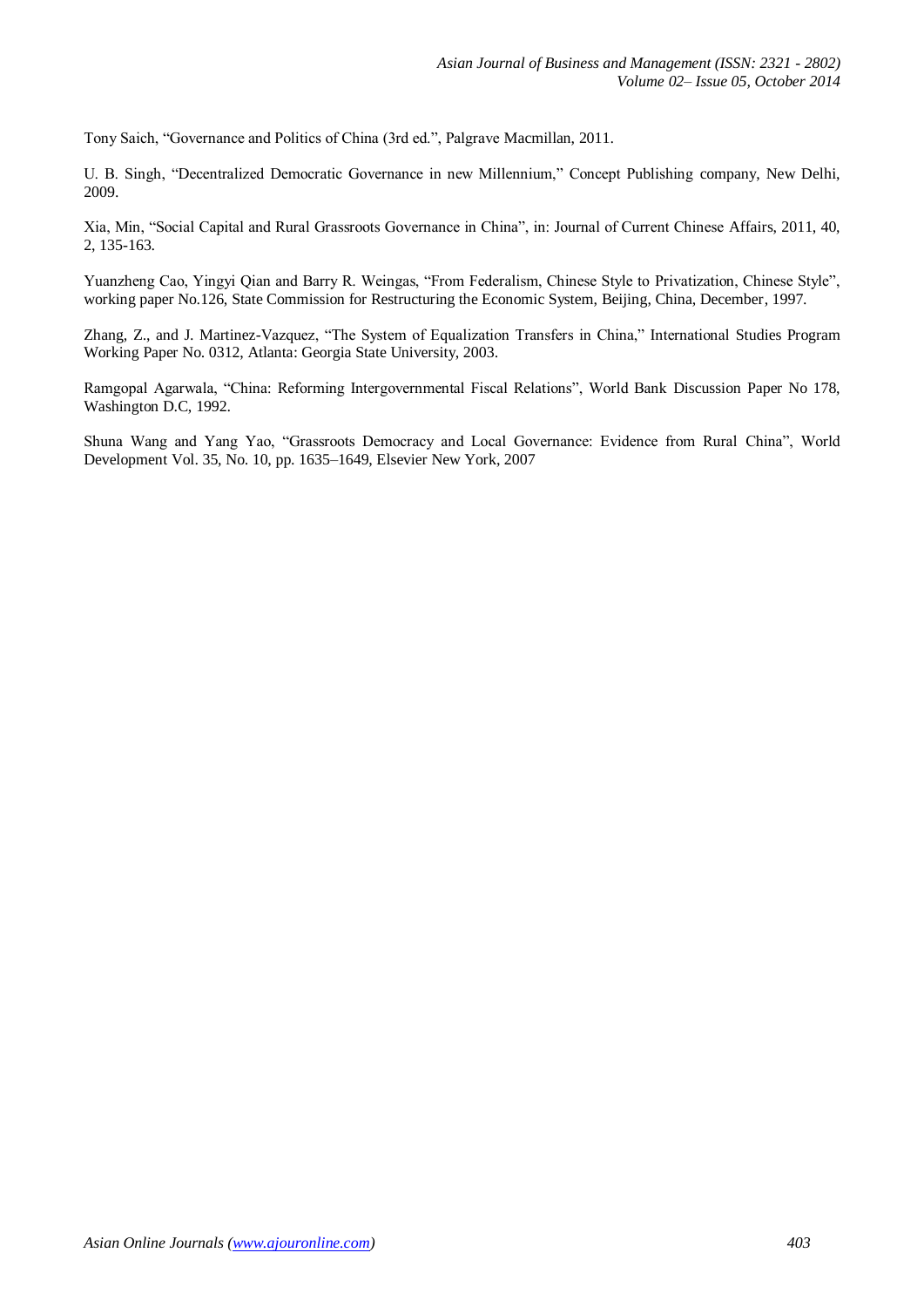Tony Saich, "Governance and Politics of China (3rd ed.", Palgrave Macmillan, 2011.

U. B. Singh, "Decentralized Democratic Governance in new Millennium," Concept Publishing company, New Delhi, 2009.

Xia, Min, "Social Capital and Rural Grassroots Governance in China", in: Journal of Current Chinese Affairs, 2011, 40, 2, 135-163.

Yuanzheng Cao, Yingyi Qian and Barry R. Weingas, "From Federalism, Chinese Style to Privatization, Chinese Style", working paper No.126, State Commission for Restructuring the Economic System, Beijing, China, December, 1997.

Zhang, Z., and J. Martinez-Vazquez, "The System of Equalization Transfers in China," International Studies Program Working Paper No. 0312, Atlanta: Georgia State University, 2003.

Ramgopal Agarwala, "China: Reforming Intergovernmental Fiscal Relations", World Bank Discussion Paper No 178, Washington D.C, 1992.

Shuna Wang and Yang Yao, "Grassroots Democracy and Local Governance: Evidence from Rural China", World Development Vol. 35, No. 10, pp. 1635–1649, Elsevier New York, 2007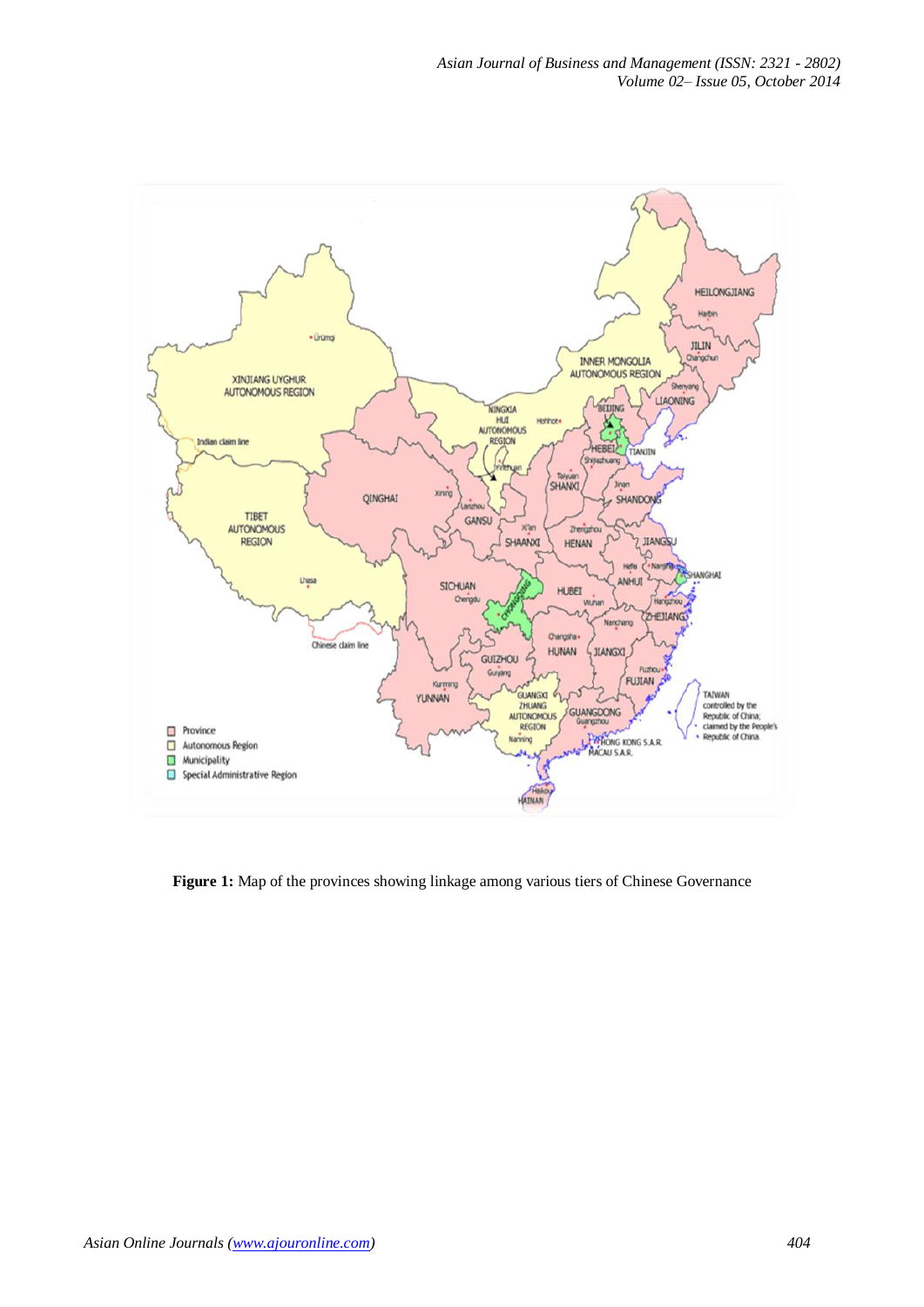**Figure 1:** Map of the provinces showing linkage among various tiers of Chinese Governance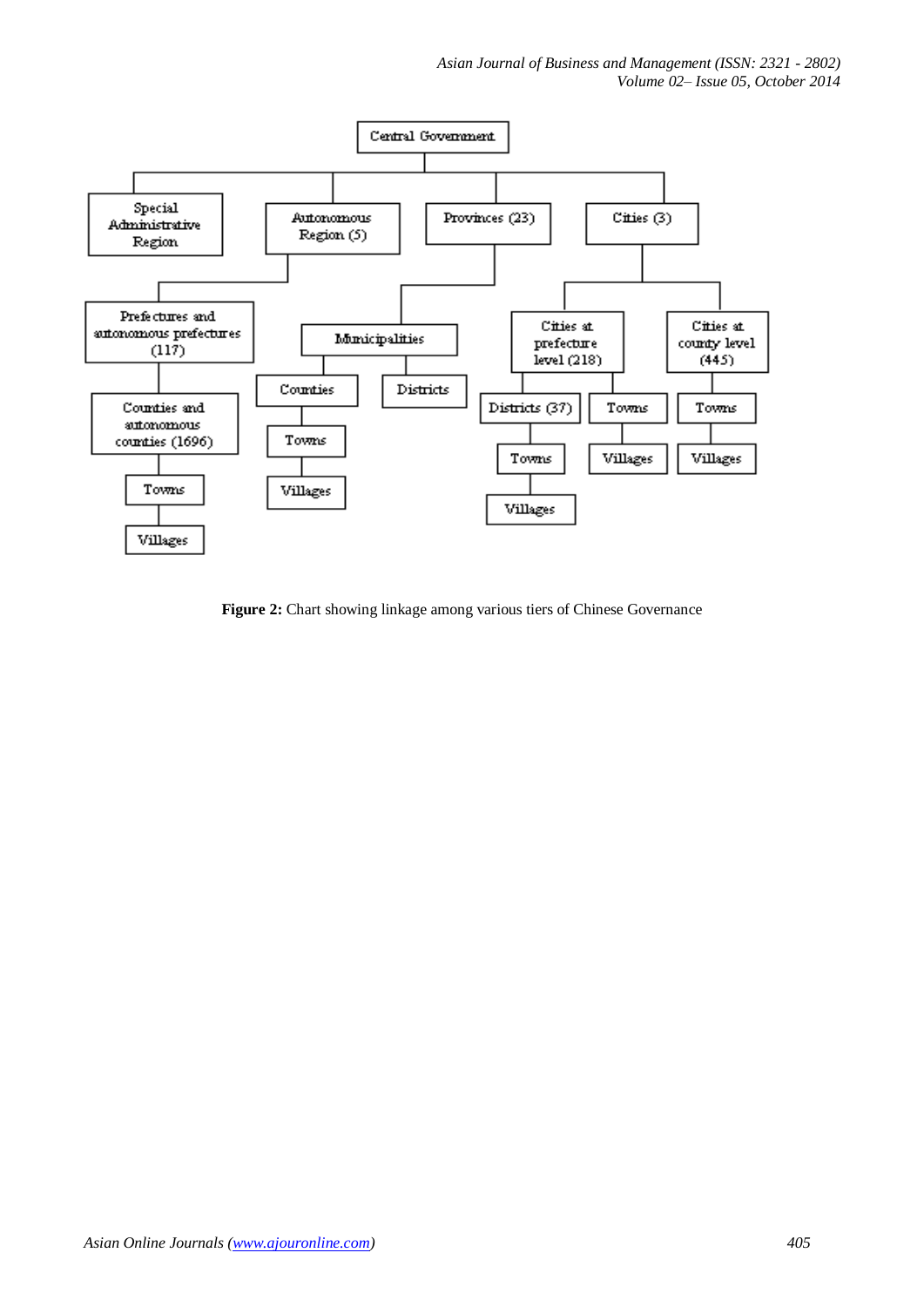Central Government

Special Administrative Region

Autonomous Region (5)

Provinces (23)

Cities (3)

Prefectures and autonomous prefectures (117)

Counties and autonomous counties (1696)

Towns

Villages

Municipalities

Counties

Districts

Towns

Villages

Cities at prefecture level (218)

Districts (37)

Towns

Villages

Towns

Villages

Cities at county level (445)

Towns

Villages

**Figure 2:** Chart showing linkage among various tiers of Chinese Governance